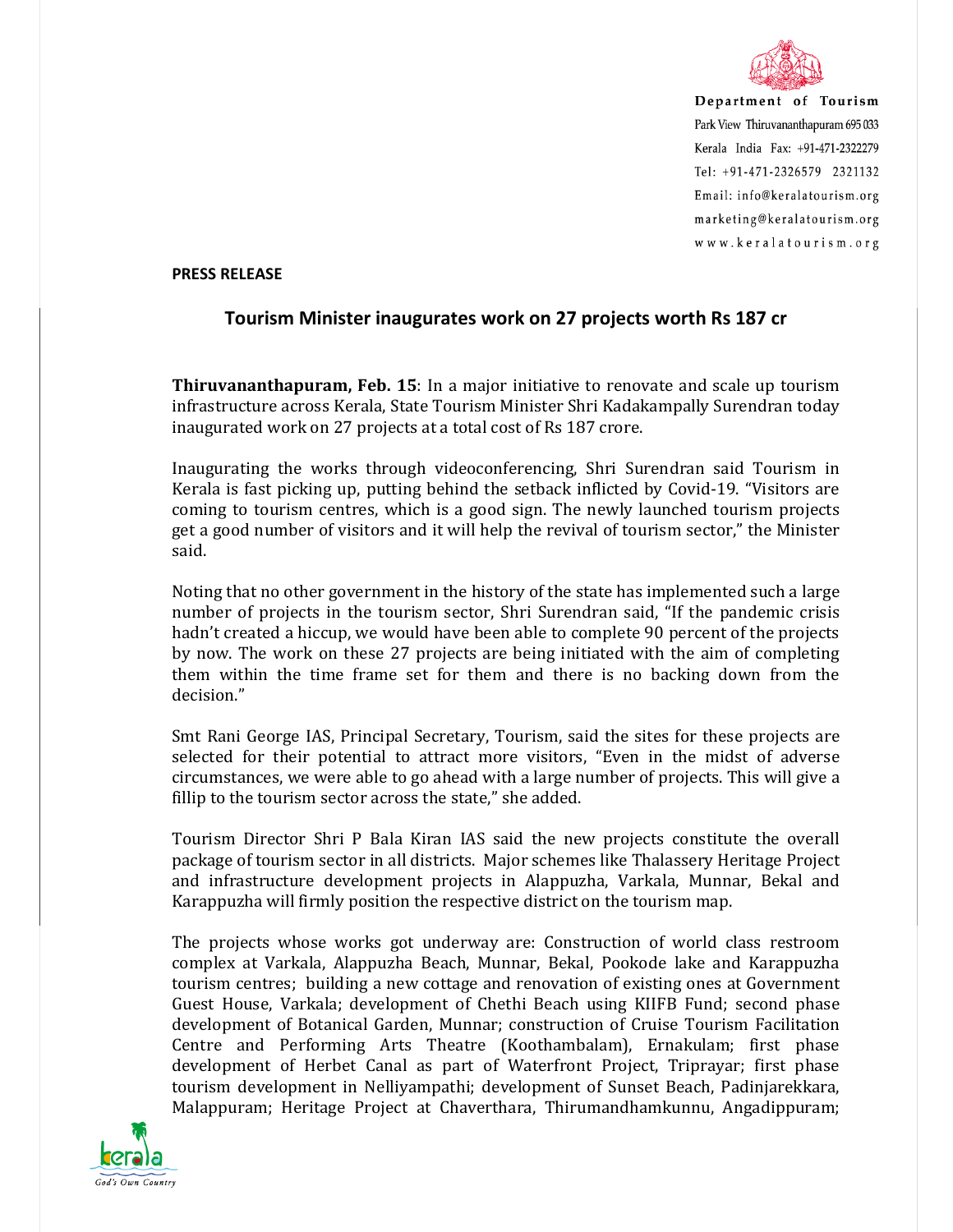Department of Tourism
Park View Thiruvananthapuram 695 033
Kerala India Fax: +91-471-2322279
Tel: +91-471-2326579 2321132
Email: info@keralatourism.org
marketing@keralatourism.org
www.keralatourism.org

**PRESS RELEASE**

## Tourism Minister inaugurates work on 27 projects worth Rs 187 cr

**Thiruvananthapuram, Feb. 15**: In a major initiative to renovate and scale up tourism infrastructure across Kerala, State Tourism Minister Shri Kadakampally Surendran today inaugurated work on 27 projects at a total cost of Rs 187 crore.

Inaugurating the works through videoconferencing, Shri Surendran said Tourism in Kerala is fast picking up, putting behind the setback inflicted by Covid-19. "Visitors are coming to tourism centres, which is a good sign. The newly launched tourism projects get a good number of visitors and it will help the revival of tourism sector," the Minister said.

Noting that no other government in the history of the state has implemented such a large number of projects in the tourism sector, Shri Surendran said, "If the pandemic crisis hadn't created a hiccup, we would have been able to complete 90 percent of the projects by now. The work on these 27 projects are being initiated with the aim of completing them within the time frame set for them and there is no backing down from the decision."

Smt Rani George IAS, Principal Secretary, Tourism, said the sites for these projects are selected for their potential to attract more visitors, "Even in the midst of adverse circumstances, we were able to go ahead with a large number of projects. This will give a fillip to the tourism sector across the state," she added.

Tourism Director Shri P Bala Kiran IAS said the new projects constitute the overall package of tourism sector in all districts. Major schemes like Thalassery Heritage Project and infrastructure development projects in Alappuzha, Varkala, Munnar, Bekal and Karappuzha will firmly position the respective district on the tourism map.

The projects whose works got underway are: Construction of world class restroom complex at Varkala, Alappuzha Beach, Munnar, Bekal, Pookode lake and Karappuzha tourism centres; building a new cottage and renovation of existing ones at Government Guest House, Varkala; development of Chethi Beach using KIIFB Fund; second phase development of Botanical Garden, Munnar; construction of Cruise Tourism Facilitation Centre and Performing Arts Theatre (Koothambalam), Ernakulam; first phase development of Herbet Canal as part of Waterfront Project, Triprayar; first phase tourism development in Nelliyampathi; development of Sunset Beach, Padinjarekkara, Malappuram; Heritage Project at Chaverthara, Thirumandhamkunnu, Angadippuram;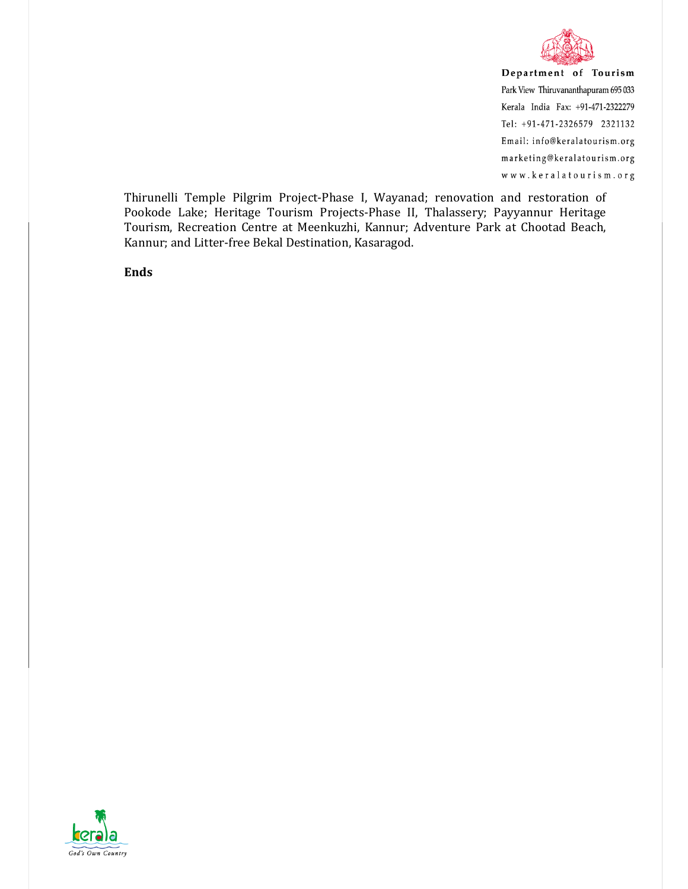Thirunelli Temple Pilgrim Project-Phase I, Wayanad; renovation and restoration of Pookode Lake; Heritage Tourism Projects-Phase II, Thalassery; Payyannur Heritage Tourism, Recreation Centre at Meenkuzhi, Kannur; Adventure Park at Chootad Beach, Kannur; and Litter-free Bekal Destination, Kasaragod.

**Ends**